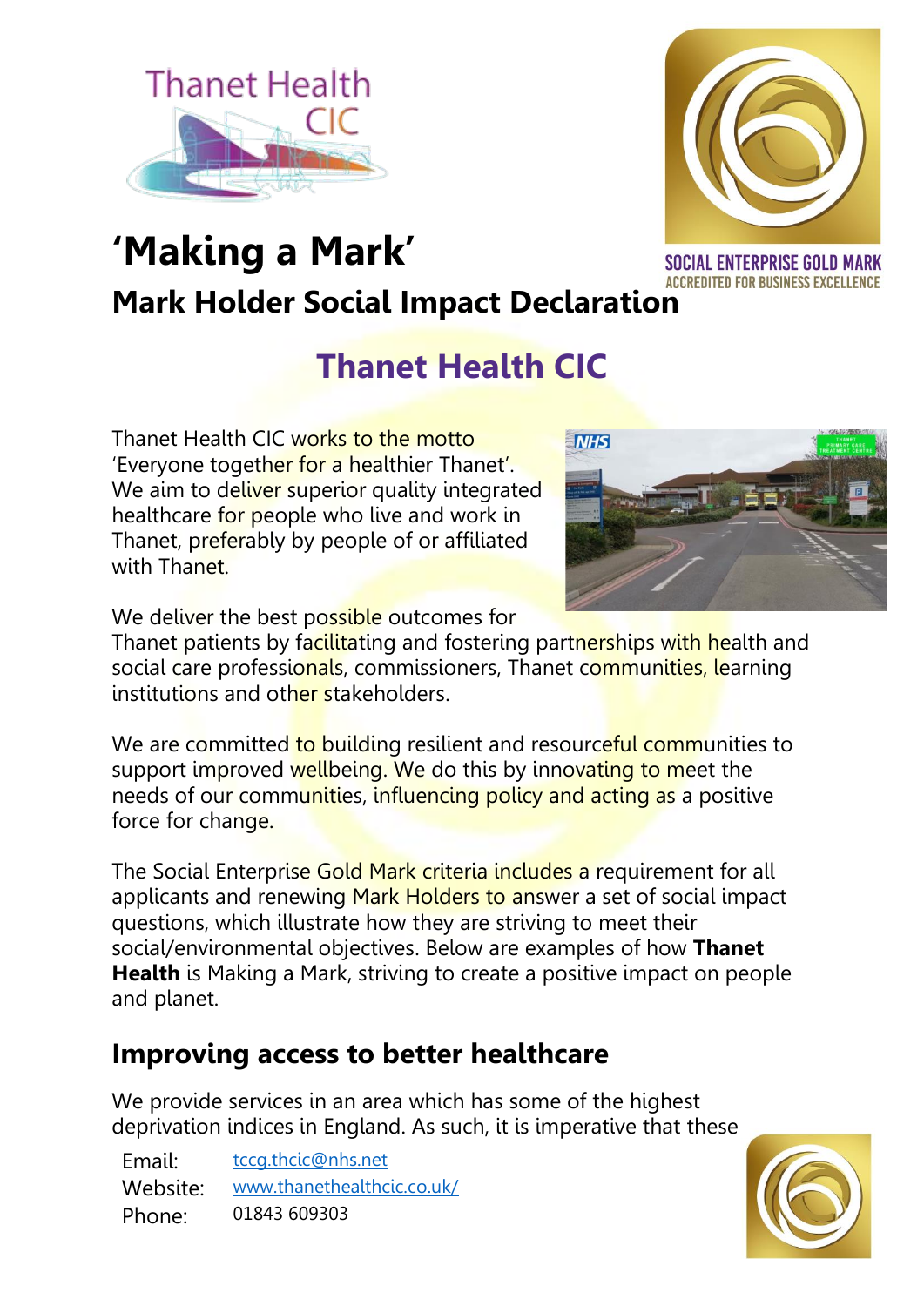# 'Making a Mark'

## Mark Holder Social Impact Declaration

## Thanet Health CIC

Thanet Health CIC works to the motto 'Everyone together for a healthier Thanet'. We aim to deliver superior quality integrated healthcare for people who live and work in Thanet, preferably by people of or affiliated with Thanet.

We deliver the best possible outcomes for Thanet patients by facilitating and fostering partnerships with health and social care professionals, commissioners, Thanet communities, learning institutions and other stakeholders.

We are committed to building resilient and resourceful communities to support improved wellbeing. We do this by innovating to meet the needs of our communities, influencing policy and acting as a positive force for change.

The Social Enterprise Gold Mark criteria includes a requirement for all applicants and renewing Mark Holders to answer a set of social impact questions, which illustrate how they are striving to meet their social/environmental objectives. Below are examples of how **Thanet Health** is Making a Mark, striving to create a positive impact on people and planet.

## Improving access to better healthcare

We provide services in an area which has some of the highest deprivation indices in England. As such, it is imperative that these

Email: tccg.thcic@nhs.net
Website: www.thanethealthcic.co.uk/
Phone: 01843 609303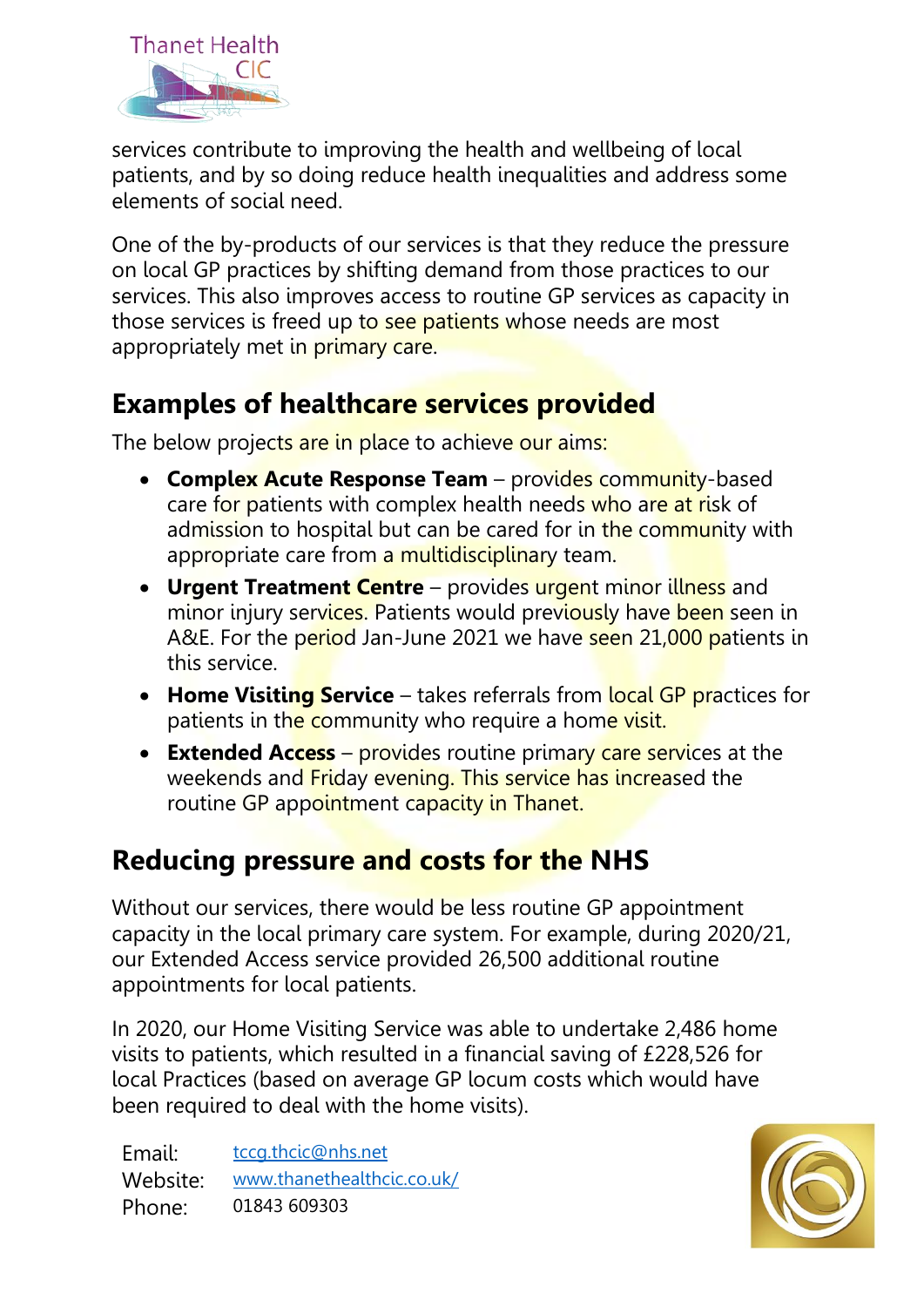services contribute to improving the health and wellbeing of local patients, and by so doing reduce health inequalities and address some elements of social need.

One of the by-products of our services is that they reduce the pressure on local GP practices by shifting demand from those practices to our services. This also improves access to routine GP services as capacity in those services is freed up to see patients whose needs are most appropriately met in primary care.

## Examples of healthcare services provided

The below projects are in place to achieve our aims:

- **Complex Acute Response Team** – provides community-based care for patients with complex health needs who are at risk of admission to hospital but can be cared for in the community with appropriate care from a multidisciplinary team.
- **Urgent Treatment Centre** – provides urgent minor illness and minor injury services. Patients would previously have been seen in A&E. For the period Jan-June 2021 we have seen 21,000 patients in this service.
- **Home Visiting Service** – takes referrals from local GP practices for patients in the community who require a home visit.
- **Extended Access** – provides routine primary care services at the weekends and Friday evening. This service has increased the routine GP appointment capacity in Thanet.

## Reducing pressure and costs for the NHS

Without our services, there would be less routine GP appointment capacity in the local primary care system. For example, during 2020/21, our Extended Access service provided 26,500 additional routine appointments for local patients.

In 2020, our Home Visiting Service was able to undertake 2,486 home visits to patients, which resulted in a financial saving of £228,526 for local Practices (based on average GP locum costs which would have been required to deal with the home visits).

Email: tccg.thcic@nhs.net
Website: www.thanethealthcic.co.uk/
Phone: 01843 609303